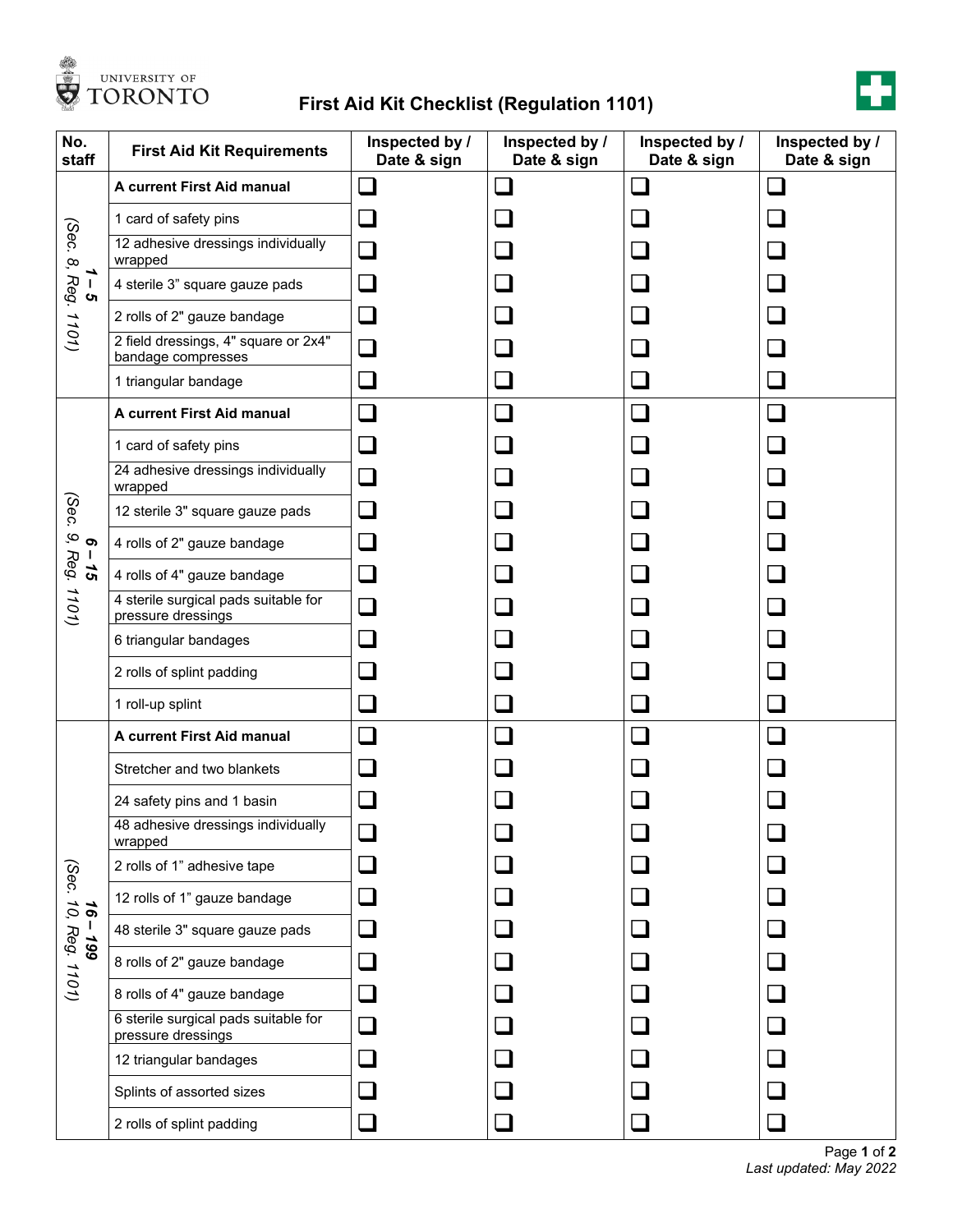UNIVERSITY OF TORONTO

# First Aid Kit Checklist (Regulation 1101)

| No. staff | First Aid Kit Requirements | Inspected by / Date & sign | Inspected by / Date & sign | Inspected by / Date & sign | Inspected by / Date & sign |
|---|---|---|---|---|---|
| **1 – 5** (Sec. 8, Reg. 1101) | **A current First Aid manual** | ❑ | ❑ | ❑ | ❑ |
| | 1 card of safety pins | ❑ | ❑ | ❑ | ❑ |
| | 12 adhesive dressings individually wrapped | ❑ | ❑ | ❑ | ❑ |
| | 4 sterile 3" square gauze pads | ❑ | ❑ | ❑ | ❑ |
| | 2 rolls of 2" gauze bandage | ❑ | ❑ | ❑ | ❑ |
| | 2 field dressings, 4" square or 2x4" bandage compresses | ❑ | ❑ | ❑ | ❑ |
| | 1 triangular bandage | ❑ | ❑ | ❑ | ❑ |
| **6 – 15** (Sec. 9, Reg. 1101) | **A current First Aid manual** | ❑ | ❑ | ❑ | ❑ |
| | 1 card of safety pins | ❑ | ❑ | ❑ | ❑ |
| | 24 adhesive dressings individually wrapped | ❑ | ❑ | ❑ | ❑ |
| | 12 sterile 3" square gauze pads | ❑ | ❑ | ❑ | ❑ |
| | 4 rolls of 2" gauze bandage | ❑ | ❑ | ❑ | ❑ |
| | 4 rolls of 4" gauze bandage | ❑ | ❑ | ❑ | ❑ |
| | 4 sterile surgical pads suitable for pressure dressings | ❑ | ❑ | ❑ | ❑ |
| | 6 triangular bandages | ❑ | ❑ | ❑ | ❑ |
| | 2 rolls of splint padding | ❑ | ❑ | ❑ | ❑ |
| | 1 roll-up splint | ❑ | ❑ | ❑ | ❑ |
| **16 – 199** (Sec. 10, Reg. 1101) | **A current First Aid manual** | ❑ | ❑ | ❑ | ❑ |
| | Stretcher and two blankets | ❑ | ❑ | ❑ | ❑ |
| | 24 safety pins and 1 basin | ❑ | ❑ | ❑ | ❑ |
| | 48 adhesive dressings individually wrapped | ❑ | ❑ | ❑ | ❑ |
| | 2 rolls of 1" adhesive tape | ❑ | ❑ | ❑ | ❑ |
| | 12 rolls of 1" gauze bandage | ❑ | ❑ | ❑ | ❑ |
| | 48 sterile 3" square gauze pads | ❑ | ❑ | ❑ | ❑ |
| | 8 rolls of 2" gauze bandage | ❑ | ❑ | ❑ | ❑ |
| | 8 rolls of 4" gauze bandage | ❑ | ❑ | ❑ | ❑ |
| | 6 sterile surgical pads suitable for pressure dressings | ❑ | ❑ | ❑ | ❑ |
| | 12 triangular bandages | ❑ | ❑ | ❑ | ❑ |
| | Splints of assorted sizes | ❑ | ❑ | ❑ | ❑ |
| | 2 rolls of splint padding | ❑ | ❑ | ❑ | ❑ |

*Last updated: May 2022*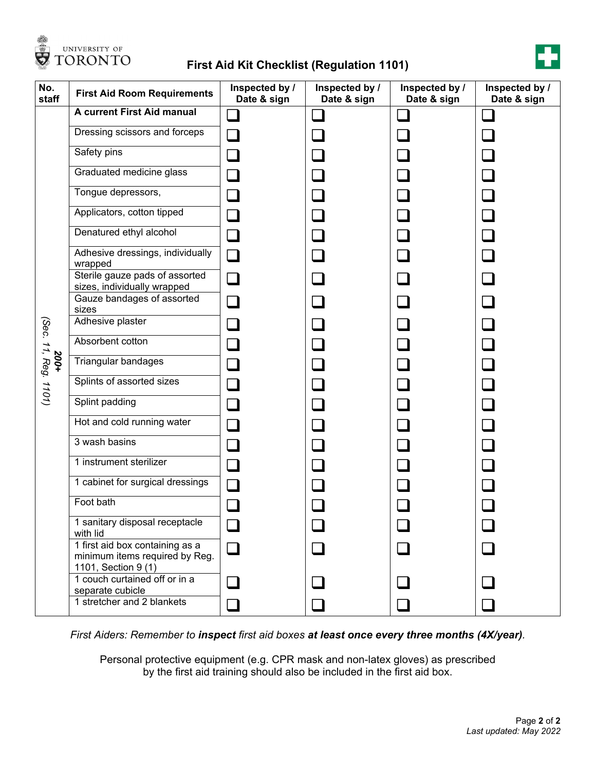UNIVERSITY OF TORONTO

# First Aid Kit Checklist (Regulation 1101)

| No. staff | First Aid Room Requirements | Inspected by / Date & sign | Inspected by / Date & sign | Inspected by / Date & sign | Inspected by / Date & sign |
|---|---|---|---|---|---|
| **200+** (Sec. 11, Reg. 1101) | **A current First Aid manual** | ❑ | ❑ | ❑ | ❑ |
| | Dressing scissors and forceps | ❑ | ❑ | ❑ | ❑ |
| | Safety pins | ❑ | ❑ | ❑ | ❑ |
| | Graduated medicine glass | ❑ | ❑ | ❑ | ❑ |
| | Tongue depressors, | ❑ | ❑ | ❑ | ❑ |
| | Applicators, cotton tipped | ❑ | ❑ | ❑ | ❑ |
| | Denatured ethyl alcohol | ❑ | ❑ | ❑ | ❑ |
| | Adhesive dressings, individually wrapped | ❑ | ❑ | ❑ | ❑ |
| | Sterile gauze pads of assorted sizes, individually wrapped | ❑ | ❑ | ❑ | ❑ |
| | Gauze bandages of assorted sizes | ❑ | ❑ | ❑ | ❑ |
| | Adhesive plaster | ❑ | ❑ | ❑ | ❑ |
| | Absorbent cotton | ❑ | ❑ | ❑ | ❑ |
| | Triangular bandages | ❑ | ❑ | ❑ | ❑ |
| | Splints of assorted sizes | ❑ | ❑ | ❑ | ❑ |
| | Splint padding | ❑ | ❑ | ❑ | ❑ |
| | Hot and cold running water | ❑ | ❑ | ❑ | ❑ |
| | 3 wash basins | ❑ | ❑ | ❑ | ❑ |
| | 1 instrument sterilizer | ❑ | ❑ | ❑ | ❑ |
| | 1 cabinet for surgical dressings | ❑ | ❑ | ❑ | ❑ |
| | Foot bath | ❑ | ❑ | ❑ | ❑ |
| | 1 sanitary disposal receptacle with lid | ❑ | ❑ | ❑ | ❑ |
| | 1 first aid box containing as a minimum items required by Reg. 1101, Section 9 (1) | ❑ | ❑ | ❑ | ❑ |
| | 1 couch curtained off or in a separate cubicle | ❑ | ❑ | ❑ | ❑ |
| | 1 stretcher and 2 blankets | ❑ | ❑ | ❑ | ❑ |

*First Aiders: Remember to **inspect** first aid boxes **at least once every three months (4X/year)**.*

Personal protective equipment (e.g. CPR mask and non-latex gloves) as prescribed by the first aid training should also be included in the first aid box.

*Last updated: May 2022*